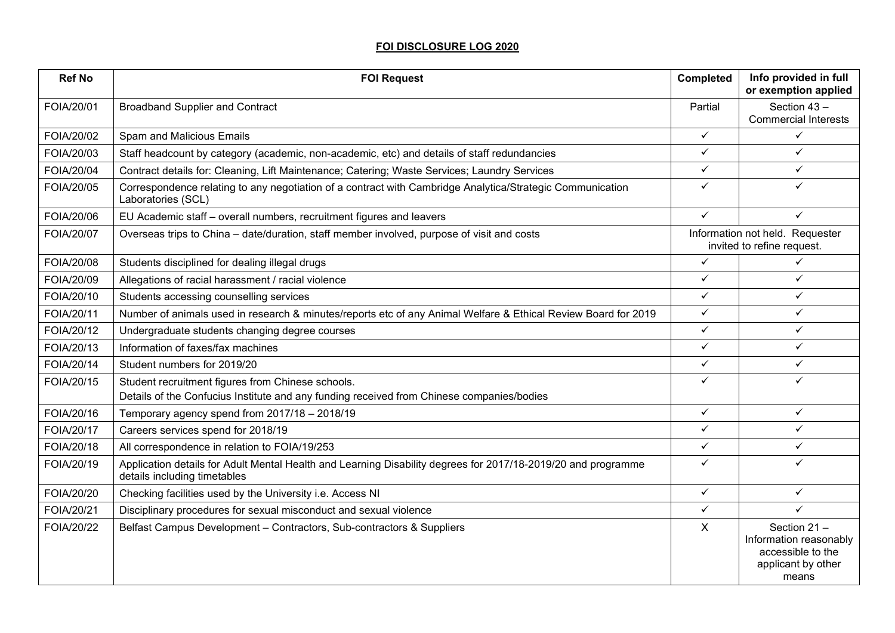# FOI DISCLOSURE LOG 2020

| Ref No | FOI Request | Completed | Info provided in full or exemption applied |
|---|---|---|---|
| FOIA/20/01 | Broadband Supplier and Contract | Partial | Section 43 – Commercial Interests |
| FOIA/20/02 | Spam and Malicious Emails | ✓ | ✓ |
| FOIA/20/03 | Staff headcount by category (academic, non-academic, etc) and details of staff redundancies | ✓ | ✓ |
| FOIA/20/04 | Contract details for: Cleaning, Lift Maintenance; Catering; Waste Services; Laundry Services | ✓ | ✓ |
| FOIA/20/05 | Correspondence relating to any negotiation of a contract with Cambridge Analytica/Strategic Communication Laboratories (SCL) | ✓ | ✓ |
| FOIA/20/06 | EU Academic staff – overall numbers, recruitment figures and leavers | ✓ | ✓ |
| FOIA/20/07 | Overseas trips to China – date/duration, staff member involved, purpose of visit and costs | Information not held. Requester invited to refine request. | |
| FOIA/20/08 | Students disciplined for dealing illegal drugs | ✓ | ✓ |
| FOIA/20/09 | Allegations of racial harassment / racial violence | ✓ | ✓ |
| FOIA/20/10 | Students accessing counselling services | ✓ | ✓ |
| FOIA/20/11 | Number of animals used in research & minutes/reports etc of any Animal Welfare & Ethical Review Board for 2019 | ✓ | ✓ |
| FOIA/20/12 | Undergraduate students changing degree courses | ✓ | ✓ |
| FOIA/20/13 | Information of faxes/fax machines | ✓ | ✓ |
| FOIA/20/14 | Student numbers for 2019/20 | ✓ | ✓ |
| FOIA/20/15 | Student recruitment figures from Chinese schools.<br>Details of the Confucius Institute and any funding received from Chinese companies/bodies | ✓ | ✓ |
| FOIA/20/16 | Temporary agency spend from 2017/18 – 2018/19 | ✓ | ✓ |
| FOIA/20/17 | Careers services spend for 2018/19 | ✓ | ✓ |
| FOIA/20/18 | All correspondence in relation to FOIA/19/253 | ✓ | ✓ |
| FOIA/20/19 | Application details for Adult Mental Health and Learning Disability degrees for 2017/18-2019/20 and programme details including timetables | ✓ | ✓ |
| FOIA/20/20 | Checking facilities used by the University i.e. Access NI | ✓ | ✓ |
| FOIA/20/21 | Disciplinary procedures for sexual misconduct and sexual violence | ✓ | ✓ |
| FOIA/20/22 | Belfast Campus Development – Contractors, Sub-contractors & Suppliers | X | Section 21 – Information reasonably accessible to the applicant by other means |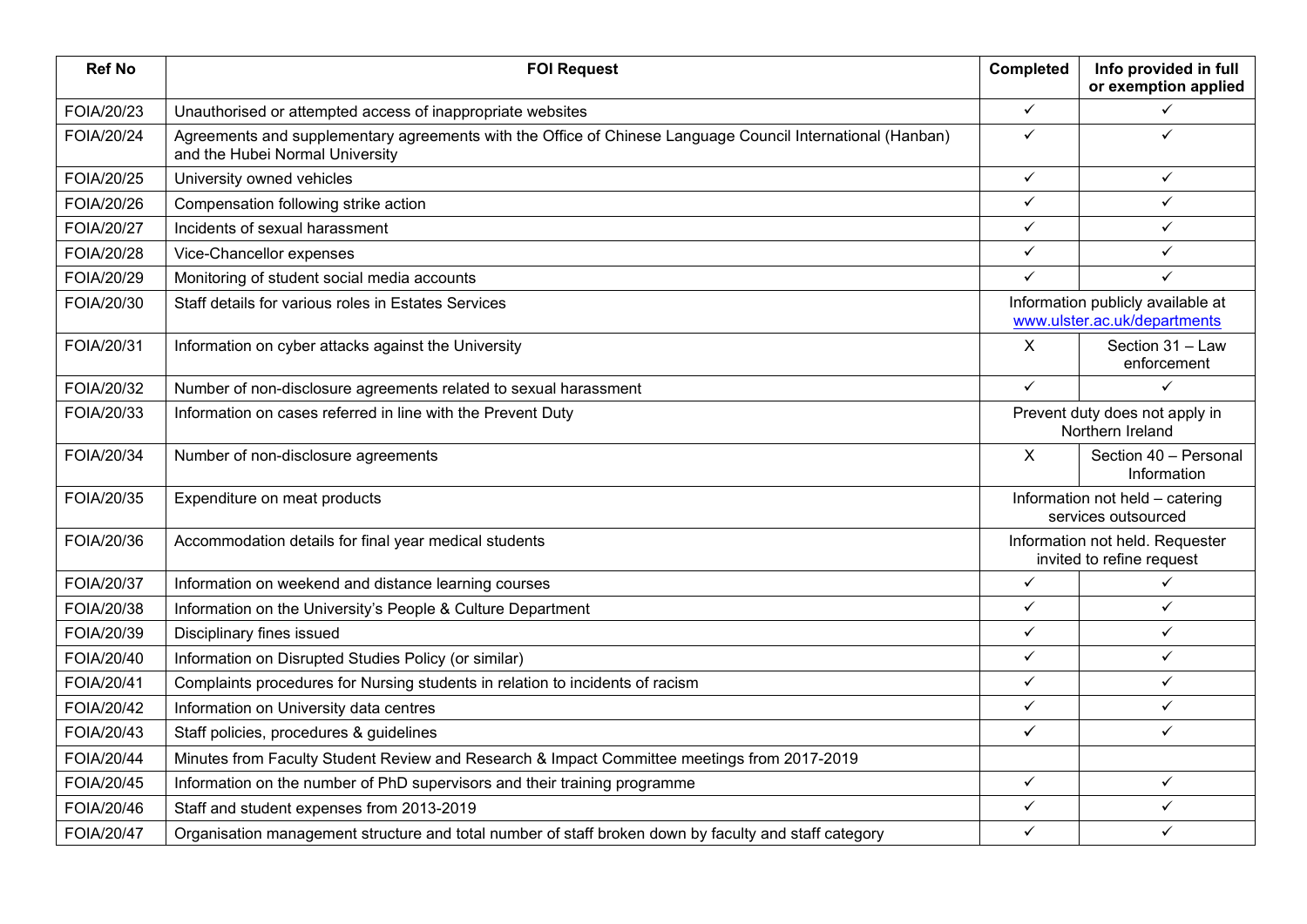| Ref No | FOI Request | Completed | Info provided in full or exemption applied |
|---|---|---|---|
| FOIA/20/23 | Unauthorised or attempted access of inappropriate websites | ✓ | ✓ |
| FOIA/20/24 | Agreements and supplementary agreements with the Office of Chinese Language Council International (Hanban) and the Hubei Normal University | ✓ | ✓ |
| FOIA/20/25 | University owned vehicles | ✓ | ✓ |
| FOIA/20/26 | Compensation following strike action | ✓ | ✓ |
| FOIA/20/27 | Incidents of sexual harassment | ✓ | ✓ |
| FOIA/20/28 | Vice-Chancellor expenses | ✓ | ✓ |
| FOIA/20/29 | Monitoring of student social media accounts | ✓ | ✓ |
| FOIA/20/30 | Staff details for various roles in Estates Services | Information publicly available at www.ulster.ac.uk/departments | |
| FOIA/20/31 | Information on cyber attacks against the University | X | Section 31 – Law enforcement |
| FOIA/20/32 | Number of non-disclosure agreements related to sexual harassment | ✓ | ✓ |
| FOIA/20/33 | Information on cases referred in line with the Prevent Duty | Prevent duty does not apply in Northern Ireland | |
| FOIA/20/34 | Number of non-disclosure agreements | X | Section 40 – Personal Information |
| FOIA/20/35 | Expenditure on meat products | Information not held – catering services outsourced | |
| FOIA/20/36 | Accommodation details for final year medical students | Information not held. Requester invited to refine request | |
| FOIA/20/37 | Information on weekend and distance learning courses | ✓ | ✓ |
| FOIA/20/38 | Information on the University's People & Culture Department | ✓ | ✓ |
| FOIA/20/39 | Disciplinary fines issued | ✓ | ✓ |
| FOIA/20/40 | Information on Disrupted Studies Policy (or similar) | ✓ | ✓ |
| FOIA/20/41 | Complaints procedures for Nursing students in relation to incidents of racism | ✓ | ✓ |
| FOIA/20/42 | Information on University data centres | ✓ | ✓ |
| FOIA/20/43 | Staff policies, procedures & guidelines | ✓ | ✓ |
| FOIA/20/44 | Minutes from Faculty Student Review and Research & Impact Committee meetings from 2017-2019 | | |
| FOIA/20/45 | Information on the number of PhD supervisors and their training programme | ✓ | ✓ |
| FOIA/20/46 | Staff and student expenses from 2013-2019 | ✓ | ✓ |
| FOIA/20/47 | Organisation management structure and total number of staff broken down by faculty and staff category | ✓ | ✓ |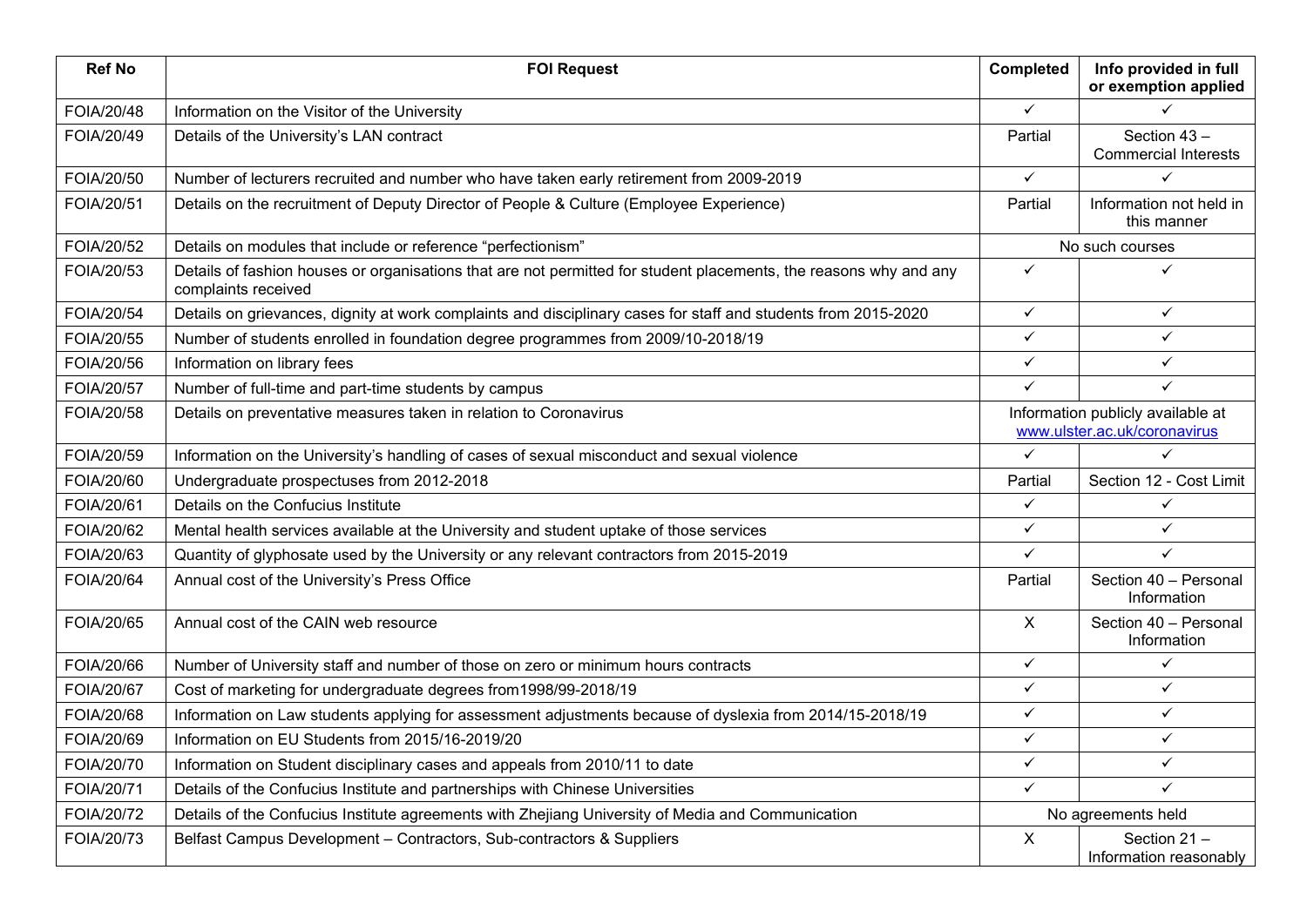| Ref No | FOI Request | Completed | Info provided in full or exemption applied |
|---|---|---|---|
| FOIA/20/48 | Information on the Visitor of the University | ✓ | ✓ |
| FOIA/20/49 | Details of the University's LAN contract | Partial | Section 43 – Commercial Interests |
| FOIA/20/50 | Number of lecturers recruited and number who have taken early retirement from 2009-2019 | ✓ | ✓ |
| FOIA/20/51 | Details on the recruitment of Deputy Director of People & Culture (Employee Experience) | Partial | Information not held in this manner |
| FOIA/20/52 | Details on modules that include or reference "perfectionism" | No such courses | |
| FOIA/20/53 | Details of fashion houses or organisations that are not permitted for student placements, the reasons why and any complaints received | ✓ | ✓ |
| FOIA/20/54 | Details on grievances, dignity at work complaints and disciplinary cases for staff and students from 2015-2020 | ✓ | ✓ |
| FOIA/20/55 | Number of students enrolled in foundation degree programmes from 2009/10-2018/19 | ✓ | ✓ |
| FOIA/20/56 | Information on library fees | ✓ | ✓ |
| FOIA/20/57 | Number of full-time and part-time students by campus | ✓ | ✓ |
| FOIA/20/58 | Details on preventative measures taken in relation to Coronavirus | Information publicly available at www.ulster.ac.uk/coronavirus | |
| FOIA/20/59 | Information on the University's handling of cases of sexual misconduct and sexual violence | ✓ | ✓ |
| FOIA/20/60 | Undergraduate prospectuses from 2012-2018 | Partial | Section 12 - Cost Limit |
| FOIA/20/61 | Details on the Confucius Institute | ✓ | ✓ |
| FOIA/20/62 | Mental health services available at the University and student uptake of those services | ✓ | ✓ |
| FOIA/20/63 | Quantity of glyphosate used by the University or any relevant contractors from 2015-2019 | ✓ | ✓ |
| FOIA/20/64 | Annual cost of the University's Press Office | Partial | Section 40 – Personal Information |
| FOIA/20/65 | Annual cost of the CAIN web resource | X | Section 40 – Personal Information |
| FOIA/20/66 | Number of University staff and number of those on zero or minimum hours contracts | ✓ | ✓ |
| FOIA/20/67 | Cost of marketing for undergraduate degrees from1998/99-2018/19 | ✓ | ✓ |
| FOIA/20/68 | Information on Law students applying for assessment adjustments because of dyslexia from 2014/15-2018/19 | ✓ | ✓ |
| FOIA/20/69 | Information on EU Students from 2015/16-2019/20 | ✓ | ✓ |
| FOIA/20/70 | Information on Student disciplinary cases and appeals from 2010/11 to date | ✓ | ✓ |
| FOIA/20/71 | Details of the Confucius Institute and partnerships with Chinese Universities | ✓ | ✓ |
| FOIA/20/72 | Details of the Confucius Institute agreements with Zhejiang University of Media and Communication | No agreements held | |
| FOIA/20/73 | Belfast Campus Development – Contractors, Sub-contractors & Suppliers | X | Section 21 – Information reasonably |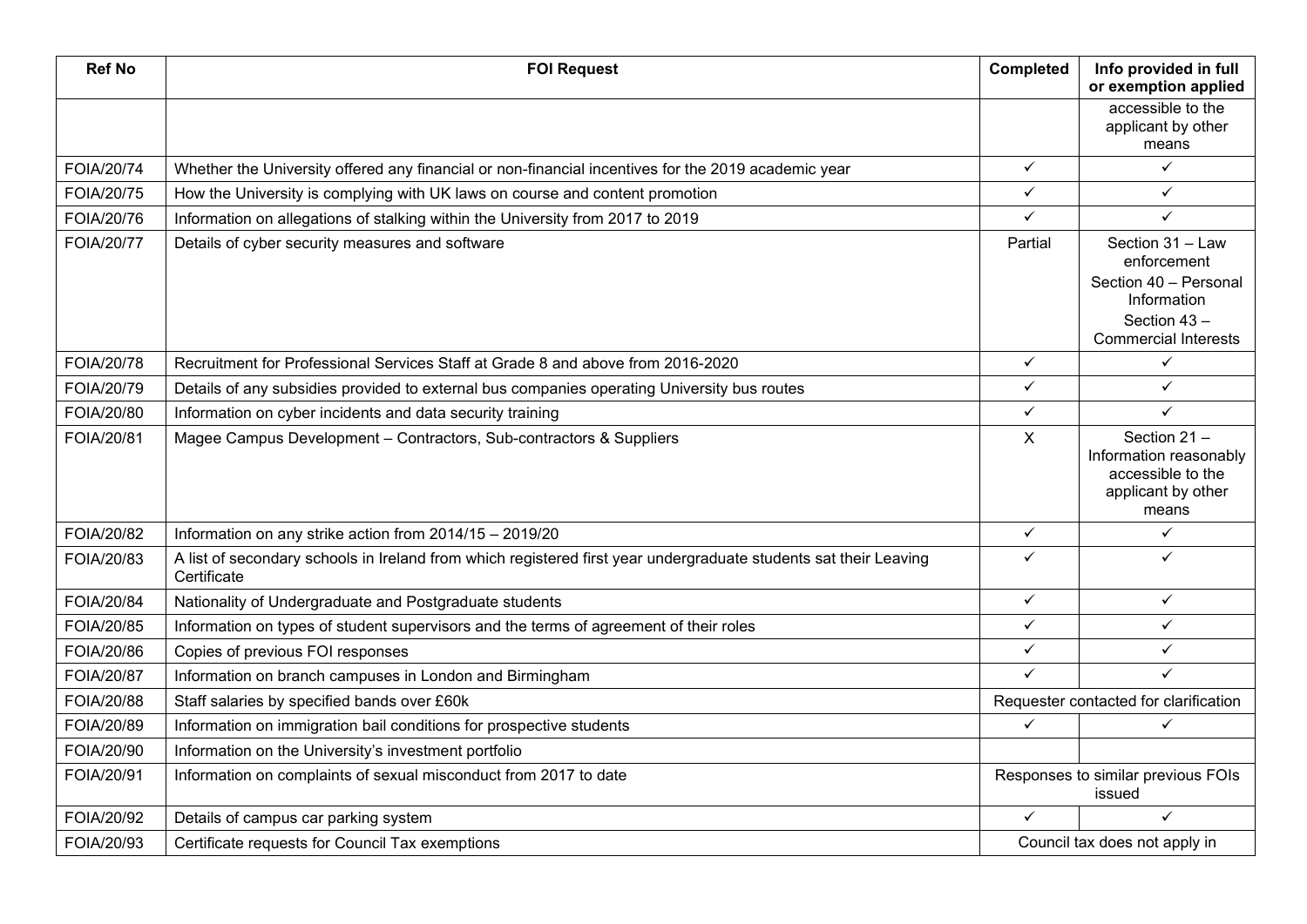| Ref No | FOI Request | Completed | Info provided in full or exemption applied |
|---|---|---|---|
| | | | accessible to the applicant by other means |
| FOIA/20/74 | Whether the University offered any financial or non-financial incentives for the 2019 academic year | ✓ | ✓ |
| FOIA/20/75 | How the University is complying with UK laws on course and content promotion | ✓ | ✓ |
| FOIA/20/76 | Information on allegations of stalking within the University from 2017 to 2019 | ✓ | ✓ |
| FOIA/20/77 | Details of cyber security measures and software | Partial | Section 31 – Law enforcement<br>Section 40 – Personal Information<br>Section 43 – Commercial Interests |
| FOIA/20/78 | Recruitment for Professional Services Staff at Grade 8 and above from 2016-2020 | ✓ | ✓ |
| FOIA/20/79 | Details of any subsidies provided to external bus companies operating University bus routes | ✓ | ✓ |
| FOIA/20/80 | Information on cyber incidents and data security training | ✓ | ✓ |
| FOIA/20/81 | Magee Campus Development – Contractors, Sub-contractors & Suppliers | X | Section 21 – Information reasonably accessible to the applicant by other means |
| FOIA/20/82 | Information on any strike action from 2014/15 – 2019/20 | ✓ | ✓ |
| FOIA/20/83 | A list of secondary schools in Ireland from which registered first year undergraduate students sat their Leaving Certificate | ✓ | ✓ |
| FOIA/20/84 | Nationality of Undergraduate and Postgraduate students | ✓ | ✓ |
| FOIA/20/85 | Information on types of student supervisors and the terms of agreement of their roles | ✓ | ✓ |
| FOIA/20/86 | Copies of previous FOI responses | ✓ | ✓ |
| FOIA/20/87 | Information on branch campuses in London and Birmingham | ✓ | ✓ |
| FOIA/20/88 | Staff salaries by specified bands over £60k | Requester contacted for clarification | |
| FOIA/20/89 | Information on immigration bail conditions for prospective students | ✓ | ✓ |
| FOIA/20/90 | Information on the University's investment portfolio | | |
| FOIA/20/91 | Information on complaints of sexual misconduct from 2017 to date | Responses to similar previous FOIs issued | |
| FOIA/20/92 | Details of campus car parking system | ✓ | ✓ |
| FOIA/20/93 | Certificate requests for Council Tax exemptions | Council tax does not apply in | |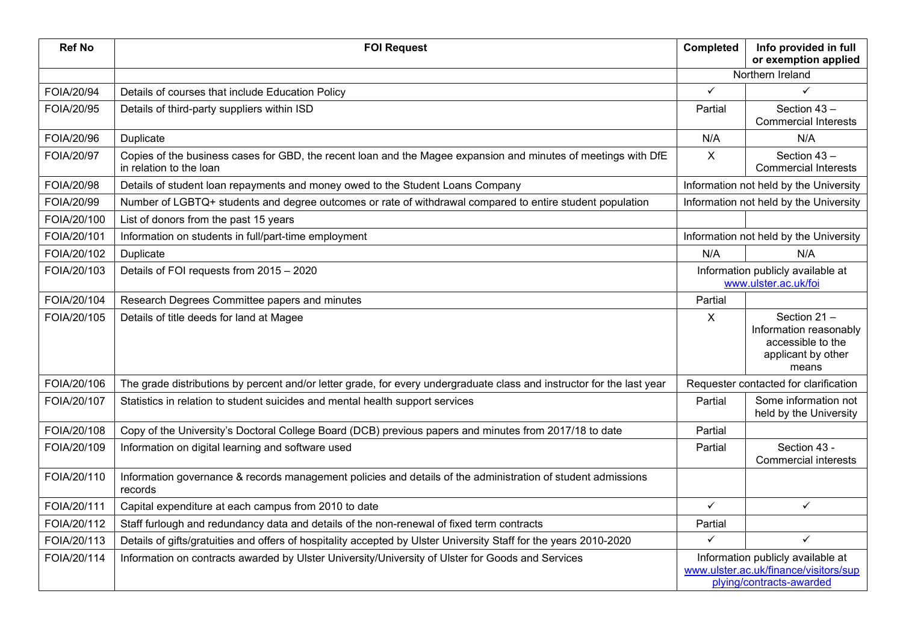| Ref No | FOI Request | Completed | Info provided in full or exemption applied |
|---|---|---|---|
| | | Northern Ireland | |
| FOIA/20/94 | Details of courses that include Education Policy | ✓ | ✓ |
| FOIA/20/95 | Details of third-party suppliers within ISD | Partial | Section 43 – Commercial Interests |
| FOIA/20/96 | Duplicate | N/A | N/A |
| FOIA/20/97 | Copies of the business cases for GBD, the recent loan and the Magee expansion and minutes of meetings with DfE in relation to the loan | X | Section 43 – Commercial Interests |
| FOIA/20/98 | Details of student loan repayments and money owed to the Student Loans Company | Information not held by the University | |
| FOIA/20/99 | Number of LGBTQ+ students and degree outcomes or rate of withdrawal compared to entire student population | Information not held by the University | |
| FOIA/20/100 | List of donors from the past 15 years | | |
| FOIA/20/101 | Information on students in full/part-time employment | Information not held by the University | |
| FOIA/20/102 | Duplicate | N/A | N/A |
| FOIA/20/103 | Details of FOI requests from 2015 – 2020 | Information publicly available at www.ulster.ac.uk/foi | |
| FOIA/20/104 | Research Degrees Committee papers and minutes | Partial | |
| FOIA/20/105 | Details of title deeds for land at Magee | X | Section 21 – Information reasonably accessible to the applicant by other means |
| FOIA/20/106 | The grade distributions by percent and/or letter grade, for every undergraduate class and instructor for the last year | Requester contacted for clarification | |
| FOIA/20/107 | Statistics in relation to student suicides and mental health support services | Partial | Some information not held by the University |
| FOIA/20/108 | Copy of the University's Doctoral College Board (DCB) previous papers and minutes from 2017/18 to date | Partial | |
| FOIA/20/109 | Information on digital learning and software used | Partial | Section 43 - Commercial interests |
| FOIA/20/110 | Information governance & records management policies and details of the administration of student admissions records | | |
| FOIA/20/111 | Capital expenditure at each campus from 2010 to date | ✓ | ✓ |
| FOIA/20/112 | Staff furlough and redundancy data and details of the non-renewal of fixed term contracts | Partial | |
| FOIA/20/113 | Details of gifts/gratuities and offers of hospitality accepted by Ulster University Staff for the years 2010-2020 | ✓ | ✓ |
| FOIA/20/114 | Information on contracts awarded by Ulster University/University of Ulster for Goods and Services | Information publicly available at www.ulster.ac.uk/finance/visitors/supplying/contracts-awarded | |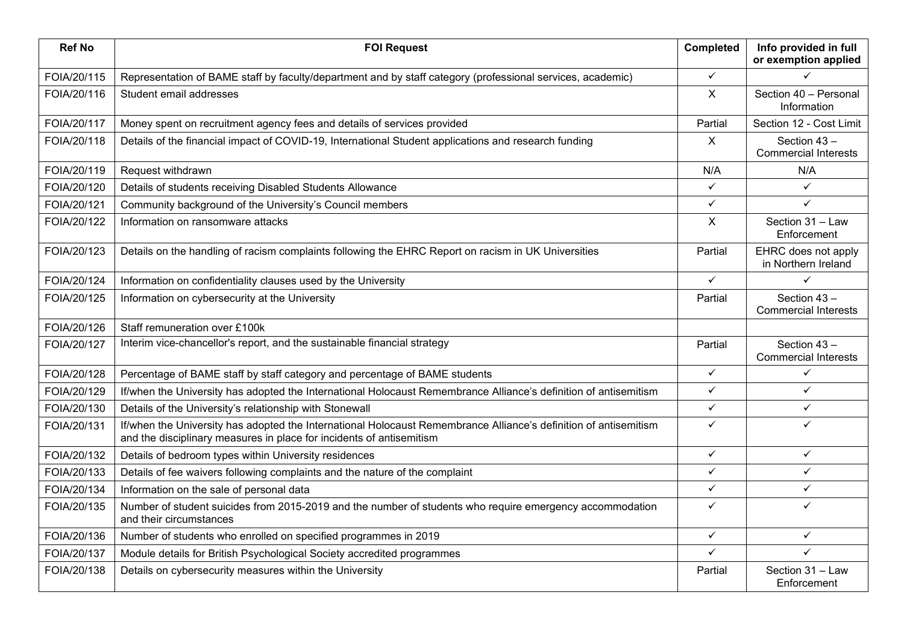| Ref No | FOI Request | Completed | Info provided in full or exemption applied |
|---|---|---|---|
| FOIA/20/115 | Representation of BAME staff by faculty/department and by staff category (professional services, academic) | ✓ | ✓ |
| FOIA/20/116 | Student email addresses | X | Section 40 – Personal Information |
| FOIA/20/117 | Money spent on recruitment agency fees and details of services provided | Partial | Section 12 - Cost Limit |
| FOIA/20/118 | Details of the financial impact of COVID-19, International Student applications and research funding | X | Section 43 – Commercial Interests |
| FOIA/20/119 | Request withdrawn | N/A | N/A |
| FOIA/20/120 | Details of students receiving Disabled Students Allowance | ✓ | ✓ |
| FOIA/20/121 | Community background of the University's Council members | ✓ | ✓ |
| FOIA/20/122 | Information on ransomware attacks | X | Section 31 – Law Enforcement |
| FOIA/20/123 | Details on the handling of racism complaints following the EHRC Report on racism in UK Universities | Partial | EHRC does not apply in Northern Ireland |
| FOIA/20/124 | Information on confidentiality clauses used by the University | ✓ | ✓ |
| FOIA/20/125 | Information on cybersecurity at the University | Partial | Section 43 – Commercial Interests |
| FOIA/20/126 | Staff remuneration over £100k | | |
| FOIA/20/127 | Interim vice-chancellor's report, and the sustainable financial strategy | Partial | Section 43 – Commercial Interests |
| FOIA/20/128 | Percentage of BAME staff by staff category and percentage of BAME students | ✓ | ✓ |
| FOIA/20/129 | If/when the University has adopted the International Holocaust Remembrance Alliance's definition of antisemitism | ✓ | ✓ |
| FOIA/20/130 | Details of the University's relationship with Stonewall | ✓ | ✓ |
| FOIA/20/131 | If/when the University has adopted the International Holocaust Remembrance Alliance's definition of antisemitism and the disciplinary measures in place for incidents of antisemitism | ✓ | ✓ |
| FOIA/20/132 | Details of bedroom types within University residences | ✓ | ✓ |
| FOIA/20/133 | Details of fee waivers following complaints and the nature of the complaint | ✓ | ✓ |
| FOIA/20/134 | Information on the sale of personal data | ✓ | ✓ |
| FOIA/20/135 | Number of student suicides from 2015-2019 and the number of students who require emergency accommodation and their circumstances | ✓ | ✓ |
| FOIA/20/136 | Number of students who enrolled on specified programmes in 2019 | ✓ | ✓ |
| FOIA/20/137 | Module details for British Psychological Society accredited programmes | ✓ | ✓ |
| FOIA/20/138 | Details on cybersecurity measures within the University | Partial | Section 31 – Law Enforcement |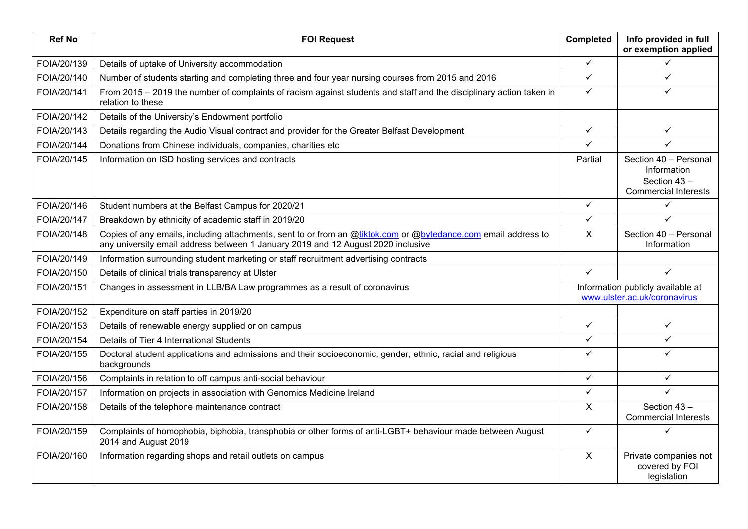| Ref No | FOI Request | Completed | Info provided in full or exemption applied |
|---|---|---|---|
| FOIA/20/139 | Details of uptake of University accommodation | ✓ | ✓ |
| FOIA/20/140 | Number of students starting and completing three and four year nursing courses from 2015 and 2016 | ✓ | ✓ |
| FOIA/20/141 | From 2015 – 2019 the number of complaints of racism against students and staff and the disciplinary action taken in relation to these | ✓ | ✓ |
| FOIA/20/142 | Details of the University's Endowment portfolio | | |
| FOIA/20/143 | Details regarding the Audio Visual contract and provider for the Greater Belfast Development | ✓ | ✓ |
| FOIA/20/144 | Donations from Chinese individuals, companies, charities etc | ✓ | ✓ |
| FOIA/20/145 | Information on ISD hosting services and contracts | Partial | Section 40 – Personal Information<br>Section 43 – Commercial Interests |
| FOIA/20/146 | Student numbers at the Belfast Campus for 2020/21 | ✓ | ✓ |
| FOIA/20/147 | Breakdown by ethnicity of academic staff in 2019/20 | ✓ | ✓ |
| FOIA/20/148 | Copies of any emails, including attachments, sent to or from an @tiktok.com or @bytedance.com email address to any university email address between 1 January 2019 and 12 August 2020 inclusive | X | Section 40 – Personal Information |
| FOIA/20/149 | Information surrounding student marketing or staff recruitment advertising contracts | | |
| FOIA/20/150 | Details of clinical trials transparency at Ulster | ✓ | ✓ |
| FOIA/20/151 | Changes in assessment in LLB/BA Law programmes as a result of coronavirus | Information publicly available at www.ulster.ac.uk/coronavirus | |
| FOIA/20/152 | Expenditure on staff parties in 2019/20 | | |
| FOIA/20/153 | Details of renewable energy supplied or on campus | ✓ | ✓ |
| FOIA/20/154 | Details of Tier 4 International Students | ✓ | ✓ |
| FOIA/20/155 | Doctoral student applications and admissions and their socioeconomic, gender, ethnic, racial and religious backgrounds | ✓ | ✓ |
| FOIA/20/156 | Complaints in relation to off campus anti-social behaviour | ✓ | ✓ |
| FOIA/20/157 | Information on projects in association with Genomics Medicine Ireland | ✓ | ✓ |
| FOIA/20/158 | Details of the telephone maintenance contract | X | Section 43 – Commercial Interests |
| FOIA/20/159 | Complaints of homophobia, biphobia, transphobia or other forms of anti-LGBT+ behaviour made between August 2014 and August 2019 | ✓ | ✓ |
| FOIA/20/160 | Information regarding shops and retail outlets on campus | X | Private companies not covered by FOI legislation |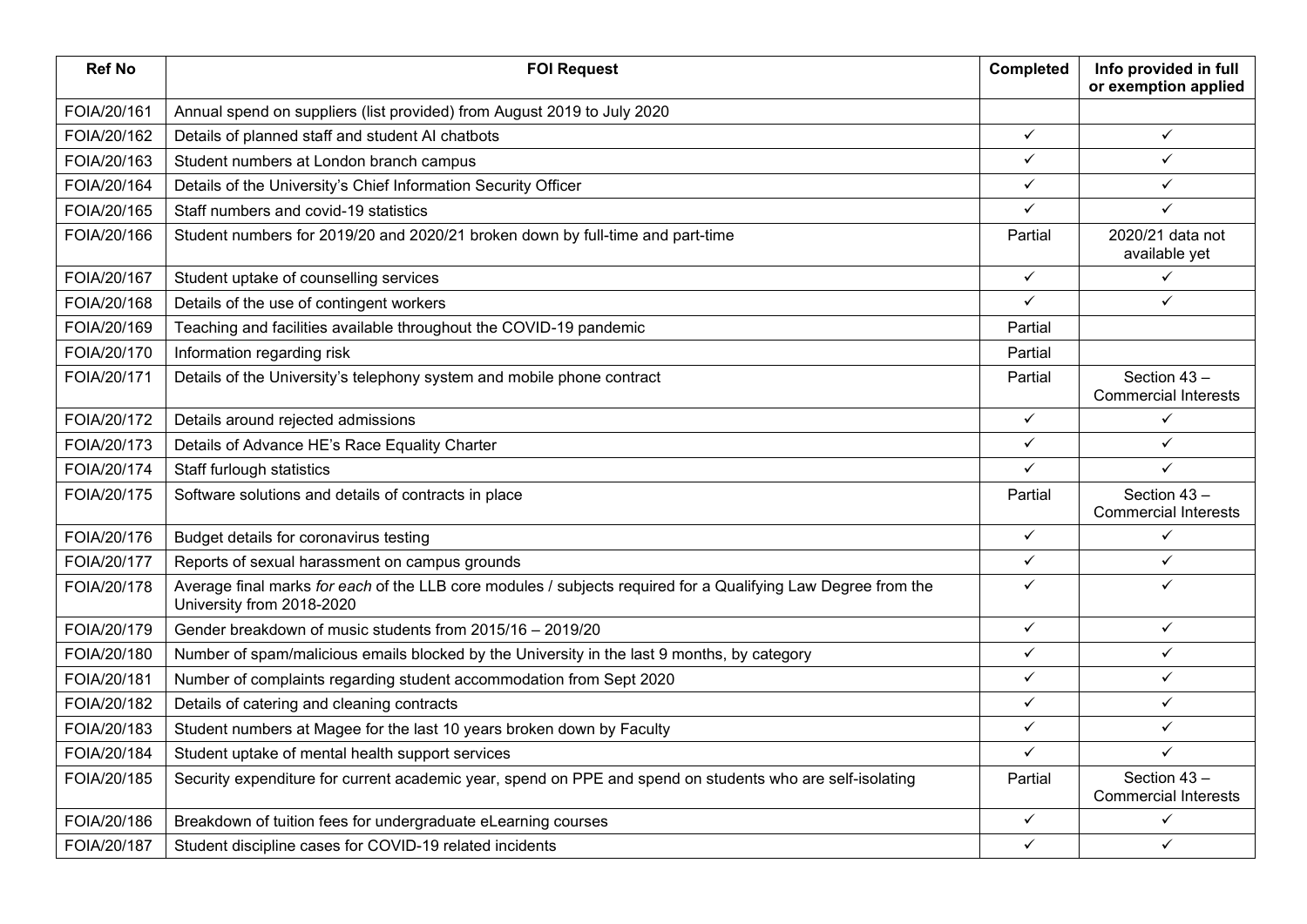| Ref No | FOI Request | Completed | Info provided in full or exemption applied |
| --- | --- | --- | --- |
| FOIA/20/161 | Annual spend on suppliers (list provided) from August 2019 to July 2020 | | |
| FOIA/20/162 | Details of planned staff and student AI chatbots | ✓ | ✓ |
| FOIA/20/163 | Student numbers at London branch campus | ✓ | ✓ |
| FOIA/20/164 | Details of the University's Chief Information Security Officer | ✓ | ✓ |
| FOIA/20/165 | Staff numbers and covid-19 statistics | ✓ | ✓ |
| FOIA/20/166 | Student numbers for 2019/20 and 2020/21 broken down by full-time and part-time | Partial | 2020/21 data not available yet |
| FOIA/20/167 | Student uptake of counselling services | ✓ | ✓ |
| FOIA/20/168 | Details of the use of contingent workers | ✓ | ✓ |
| FOIA/20/169 | Teaching and facilities available throughout the COVID-19 pandemic | Partial | |
| FOIA/20/170 | Information regarding risk | Partial | |
| FOIA/20/171 | Details of the University's telephony system and mobile phone contract | Partial | Section 43 – Commercial Interests |
| FOIA/20/172 | Details around rejected admissions | ✓ | ✓ |
| FOIA/20/173 | Details of Advance HE's Race Equality Charter | ✓ | ✓ |
| FOIA/20/174 | Staff furlough statistics | ✓ | ✓ |
| FOIA/20/175 | Software solutions and details of contracts in place | Partial | Section 43 – Commercial Interests |
| FOIA/20/176 | Budget details for coronavirus testing | ✓ | ✓ |
| FOIA/20/177 | Reports of sexual harassment on campus grounds | ✓ | ✓ |
| FOIA/20/178 | Average final marks *for each* of the LLB core modules / subjects required for a Qualifying Law Degree from the University from 2018-2020 | ✓ | ✓ |
| FOIA/20/179 | Gender breakdown of music students from 2015/16 – 2019/20 | ✓ | ✓ |
| FOIA/20/180 | Number of spam/malicious emails blocked by the University in the last 9 months, by category | ✓ | ✓ |
| FOIA/20/181 | Number of complaints regarding student accommodation from Sept 2020 | ✓ | ✓ |
| FOIA/20/182 | Details of catering and cleaning contracts | ✓ | ✓ |
| FOIA/20/183 | Student numbers at Magee for the last 10 years broken down by Faculty | ✓ | ✓ |
| FOIA/20/184 | Student uptake of mental health support services | ✓ | ✓ |
| FOIA/20/185 | Security expenditure for current academic year, spend on PPE and spend on students who are self-isolating | Partial | Section 43 – Commercial Interests |
| FOIA/20/186 | Breakdown of tuition fees for undergraduate eLearning courses | ✓ | ✓ |
| FOIA/20/187 | Student discipline cases for COVID-19 related incidents | ✓ | ✓ |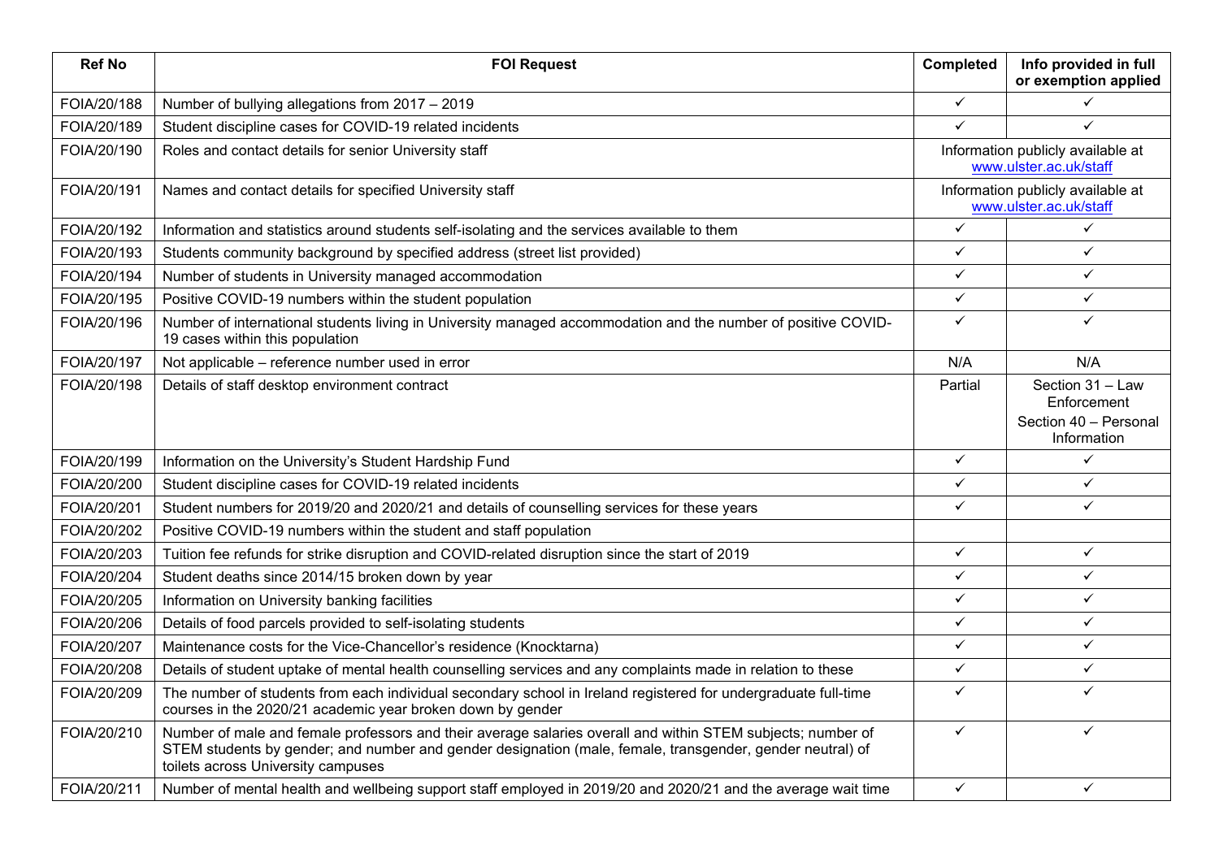| Ref No | FOI Request | Completed | Info provided in full or exemption applied |
| --- | --- | --- | --- |
| FOIA/20/188 | Number of bullying allegations from 2017 – 2019 | ✓ | ✓ |
| FOIA/20/189 | Student discipline cases for COVID-19 related incidents | ✓ | ✓ |
| FOIA/20/190 | Roles and contact details for senior University staff | Information publicly available at www.ulster.ac.uk/staff | |
| FOIA/20/191 | Names and contact details for specified University staff | Information publicly available at www.ulster.ac.uk/staff | |
| FOIA/20/192 | Information and statistics around students self-isolating and the services available to them | ✓ | ✓ |
| FOIA/20/193 | Students community background by specified address (street list provided) | ✓ | ✓ |
| FOIA/20/194 | Number of students in University managed accommodation | ✓ | ✓ |
| FOIA/20/195 | Positive COVID-19 numbers within the student population | ✓ | ✓ |
| FOIA/20/196 | Number of international students living in University managed accommodation and the number of positive COVID-19 cases within this population | ✓ | ✓ |
| FOIA/20/197 | Not applicable – reference number used in error | N/A | N/A |
| FOIA/20/198 | Details of staff desktop environment contract | Partial | Section 31 – Law Enforcement<br>Section 40 – Personal Information |
| FOIA/20/199 | Information on the University's Student Hardship Fund | ✓ | ✓ |
| FOIA/20/200 | Student discipline cases for COVID-19 related incidents | ✓ | ✓ |
| FOIA/20/201 | Student numbers for 2019/20 and 2020/21 and details of counselling services for these years | ✓ | ✓ |
| FOIA/20/202 | Positive COVID-19 numbers within the student and staff population | | |
| FOIA/20/203 | Tuition fee refunds for strike disruption and COVID-related disruption since the start of 2019 | ✓ | ✓ |
| FOIA/20/204 | Student deaths since 2014/15 broken down by year | ✓ | ✓ |
| FOIA/20/205 | Information on University banking facilities | ✓ | ✓ |
| FOIA/20/206 | Details of food parcels provided to self-isolating students | ✓ | ✓ |
| FOIA/20/207 | Maintenance costs for the Vice-Chancellor's residence (Knocktarna) | ✓ | ✓ |
| FOIA/20/208 | Details of student uptake of mental health counselling services and any complaints made in relation to these | ✓ | ✓ |
| FOIA/20/209 | The number of students from each individual secondary school in Ireland registered for undergraduate full-time courses in the 2020/21 academic year broken down by gender | ✓ | ✓ |
| FOIA/20/210 | Number of male and female professors and their average salaries overall and within STEM subjects; number of STEM students by gender; and number and gender designation (male, female, transgender, gender neutral) of toilets across University campuses | ✓ | ✓ |
| FOIA/20/211 | Number of mental health and wellbeing support staff employed in 2019/20 and 2020/21 and the average wait time | ✓ | ✓ |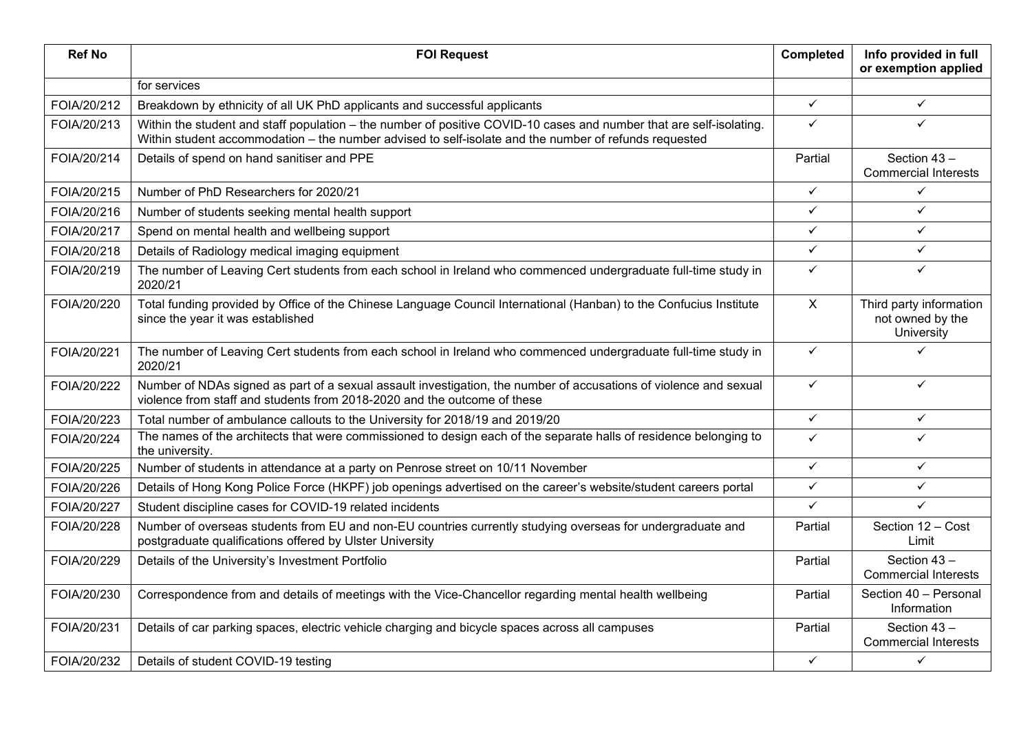| Ref No | FOI Request | Completed | Info provided in full or exemption applied |
|---|---|---|---|
| | for services | | |
| FOIA/20/212 | Breakdown by ethnicity of all UK PhD applicants and successful applicants | ✓ | ✓ |
| FOIA/20/213 | Within the student and staff population – the number of positive COVID-10 cases and number that are self-isolating. Within student accommodation – the number advised to self-isolate and the number of refunds requested | ✓ | ✓ |
| FOIA/20/214 | Details of spend on hand sanitiser and PPE | Partial | Section 43 – Commercial Interests |
| FOIA/20/215 | Number of PhD Researchers for 2020/21 | ✓ | ✓ |
| FOIA/20/216 | Number of students seeking mental health support | ✓ | ✓ |
| FOIA/20/217 | Spend on mental health and wellbeing support | ✓ | ✓ |
| FOIA/20/218 | Details of Radiology medical imaging equipment | ✓ | ✓ |
| FOIA/20/219 | The number of Leaving Cert students from each school in Ireland who commenced undergraduate full-time study in 2020/21 | ✓ | ✓ |
| FOIA/20/220 | Total funding provided by Office of the Chinese Language Council International (Hanban) to the Confucius Institute since the year it was established | X | Third party information not owned by the University |
| FOIA/20/221 | The number of Leaving Cert students from each school in Ireland who commenced undergraduate full-time study in 2020/21 | ✓ | ✓ |
| FOIA/20/222 | Number of NDAs signed as part of a sexual assault investigation, the number of accusations of violence and sexual violence from staff and students from 2018-2020 and the outcome of these | ✓ | ✓ |
| FOIA/20/223 | Total number of ambulance callouts to the University for 2018/19 and 2019/20 | ✓ | ✓ |
| FOIA/20/224 | The names of the architects that were commissioned to design each of the separate halls of residence belonging to the university. | ✓ | ✓ |
| FOIA/20/225 | Number of students in attendance at a party on Penrose street on 10/11 November | ✓ | ✓ |
| FOIA/20/226 | Details of Hong Kong Police Force (HKPF) job openings advertised on the career's website/student careers portal | ✓ | ✓ |
| FOIA/20/227 | Student discipline cases for COVID-19 related incidents | ✓ | ✓ |
| FOIA/20/228 | Number of overseas students from EU and non-EU countries currently studying overseas for undergraduate and postgraduate qualifications offered by Ulster University | Partial | Section 12 – Cost Limit |
| FOIA/20/229 | Details of the University's Investment Portfolio | Partial | Section 43 – Commercial Interests |
| FOIA/20/230 | Correspondence from and details of meetings with the Vice-Chancellor regarding mental health wellbeing | Partial | Section 40 – Personal Information |
| FOIA/20/231 | Details of car parking spaces, electric vehicle charging and bicycle spaces across all campuses | Partial | Section 43 – Commercial Interests |
| FOIA/20/232 | Details of student COVID-19 testing | ✓ | ✓ |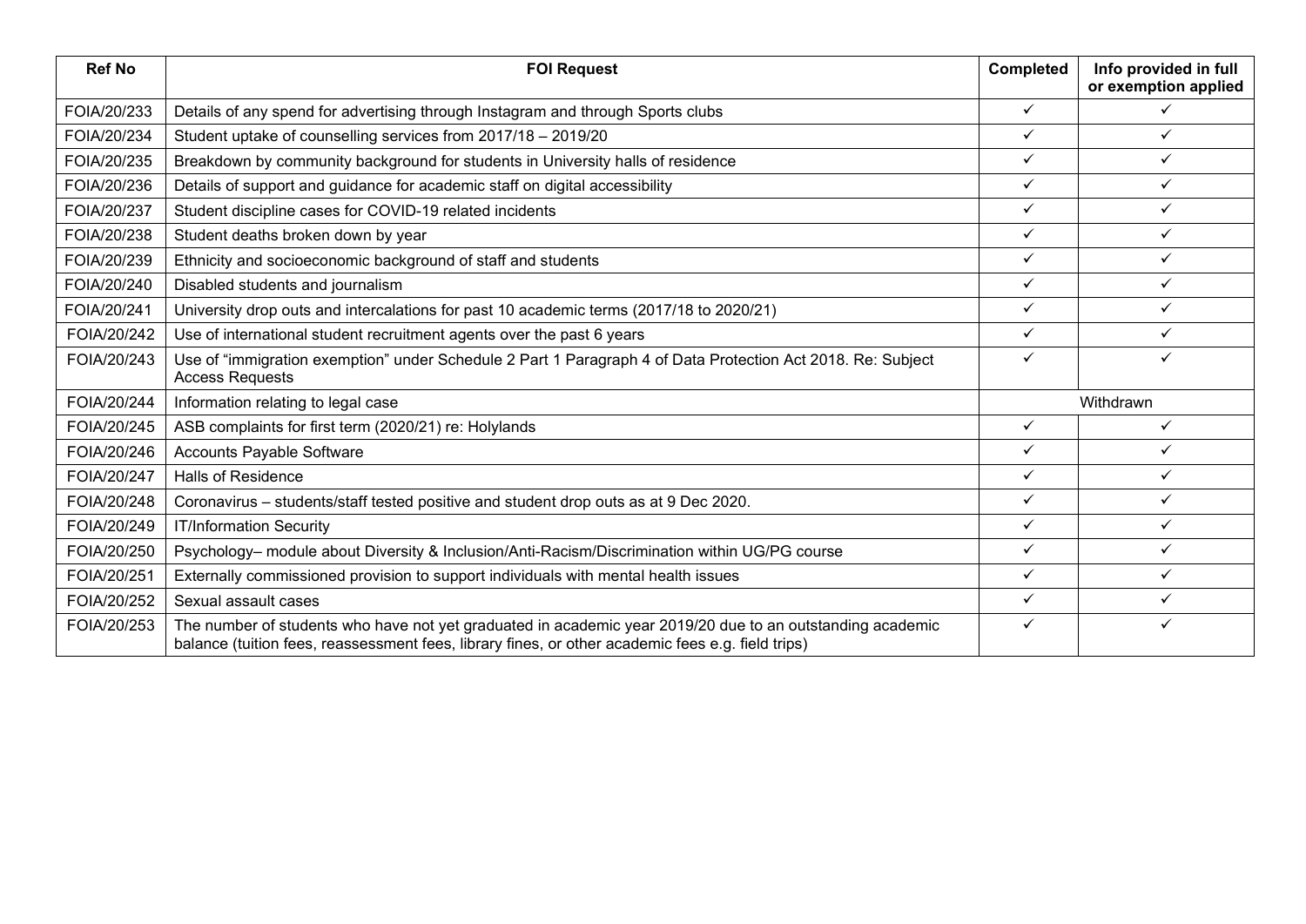| Ref No | FOI Request | Completed | Info provided in full or exemption applied |
|---|---|---|---|
| FOIA/20/233 | Details of any spend for advertising through Instagram and through Sports clubs | ✓ | ✓ |
| FOIA/20/234 | Student uptake of counselling services from 2017/18 – 2019/20 | ✓ | ✓ |
| FOIA/20/235 | Breakdown by community background for students in University halls of residence | ✓ | ✓ |
| FOIA/20/236 | Details of support and guidance for academic staff on digital accessibility | ✓ | ✓ |
| FOIA/20/237 | Student discipline cases for COVID-19 related incidents | ✓ | ✓ |
| FOIA/20/238 | Student deaths broken down by year | ✓ | ✓ |
| FOIA/20/239 | Ethnicity and socioeconomic background of staff and students | ✓ | ✓ |
| FOIA/20/240 | Disabled students and journalism | ✓ | ✓ |
| FOIA/20/241 | University drop outs and intercalations for past 10 academic terms (2017/18 to 2020/21) | ✓ | ✓ |
| FOIA/20/242 | Use of international student recruitment agents over the past 6 years | ✓ | ✓ |
| FOIA/20/243 | Use of "immigration exemption" under Schedule 2 Part 1 Paragraph 4 of Data Protection Act 2018. Re: Subject Access Requests | ✓ | ✓ |
| FOIA/20/244 | Information relating to legal case | Withdrawn | |
| FOIA/20/245 | ASB complaints for first term (2020/21) re: Holylands | ✓ | ✓ |
| FOIA/20/246 | Accounts Payable Software | ✓ | ✓ |
| FOIA/20/247 | Halls of Residence | ✓ | ✓ |
| FOIA/20/248 | Coronavirus – students/staff tested positive and student drop outs as at 9 Dec 2020. | ✓ | ✓ |
| FOIA/20/249 | IT/Information Security | ✓ | ✓ |
| FOIA/20/250 | Psychology– module about Diversity & Inclusion/Anti-Racism/Discrimination within UG/PG course | ✓ | ✓ |
| FOIA/20/251 | Externally commissioned provision to support individuals with mental health issues | ✓ | ✓ |
| FOIA/20/252 | Sexual assault cases | ✓ | ✓ |
| FOIA/20/253 | The number of students who have not yet graduated in academic year 2019/20 due to an outstanding academic balance (tuition fees, reassessment fees, library fines, or other academic fees e.g. field trips) | ✓ | ✓ |